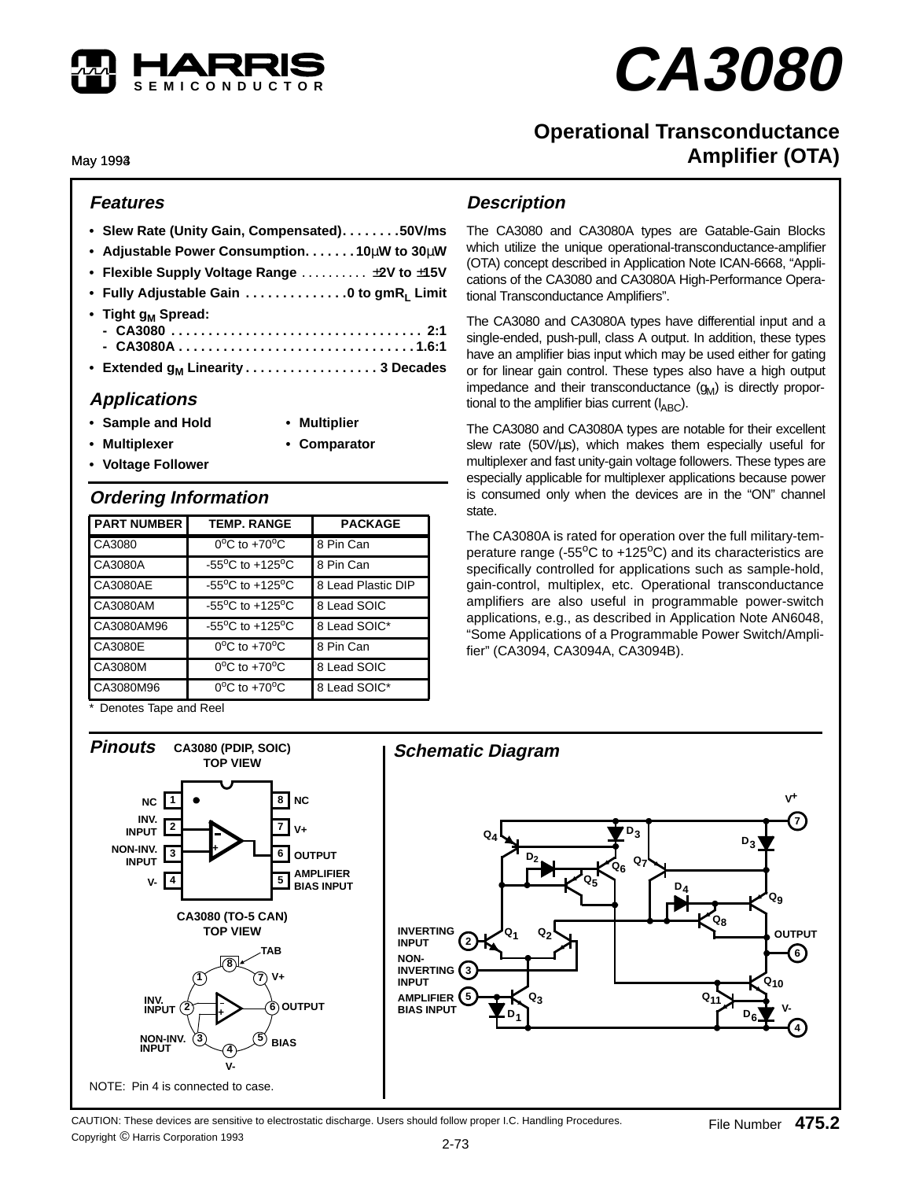HARRIS SEMICONDUCTOR

# CA3080

## Operational Transconductance Amplifier (OTA)

May 1993

### Features

- Slew Rate (Unity Gain, Compensated) . . . . . . . . 50V/μs
- Adjustable Power Consumption . . . . . . . 10μW to 30μW
- Flexible Supply Voltage Range . . . . . . . . . . ±2V to ±15V
- Fully Adjustable Gain . . . . . . . . . . . . . . 0 to $g_mR_L$ Limit
- Tight $g_M$ Spread:
  - CA3080 . . . . . . . . . . . . . . . . . . . . . . . . . . . . . . . . . . 2:1
  - CA3080A . . . . . . . . . . . . . . . . . . . . . . . . . . . . . . . . 1.6:1
- Extended $g_M$ Linearity . . . . . . . . . . . . . . . . . . 3 Decades

### Applications

- Sample and Hold
- Multiplexer
- Voltage Follower
- Multiplier
- Comparator

### Ordering Information

| PART NUMBER | TEMP. RANGE | PACKAGE |
| --- | --- | --- |
| CA3080 | $0^oC$ to $+70^oC$ | 8 Pin Can |
| CA3080A | $-55^oC$ to $+125^oC$ | 8 Pin Can |
| CA3080AE | $-55^oC$ to $+125^oC$ | 8 Lead Plastic DIP |
| CA3080AM | $-55^oC$ to $+125^oC$ | 8 Lead SOIC |
| CA3080AM96 | $-55^oC$ to $+125^oC$ | 8 Lead SOIC* |
| CA3080E | $0^oC$ to $+70^oC$ | 8 Pin Can |
| CA3080M | $0^oC$ to $+70^oC$ | 8 Lead SOIC |
| CA3080M96 | $0^oC$ to $+70^oC$ | 8 Lead SOIC* |

\* Denotes Tape and Reel

### Description

The CA3080 and CA3080A types are Gatable-Gain Blocks which utilize the unique operational-transconductance-amplifier (OTA) concept described in Application Note ICAN-6668, "Applications of the CA3080 and CA3080A High-Performance Operational Transconductance Amplifiers".

The CA3080 and CA3080A types have differential input and a single-ended, push-pull, class A output. In addition, these types have an amplifier bias input which may be used either for gating or for linear gain control. These types also have a high output impedance and their transconductance ($g_M$) is directly proportional to the amplifier bias current ($I_{ABC}$).

The CA3080 and CA3080A types are notable for their excellent slew rate (50V/μs), which makes them especially useful for multiplexer and fast unity-gain voltage followers. These types are especially applicable for multiplexer applications because power is consumed only when the devices are in the "ON" channel state.

The CA3080A is rated for operation over the full military-temperature range ($-55^oC$ to $+125^oC$) and its characteristics are specifically controlled for applications such as sample-hold, gain-control, multiplex, etc. Operational transconductance amplifiers are also useful in programmable power-switch applications, e.g., as described in Application Note AN6048, "Some Applications of a Programmable Power Switch/Amplifier" (CA3094, CA3094A, CA3094B).

### Pinouts

CA3080 (PDIP, SOIC)
TOP VIEW

| Pin | Function | Pin | Function |
| --- | --- | --- | --- |
| 1 | NC | 8 | NC |
| 2 | INV. INPUT | 7 | V+ |
| 3 | NON-INV. INPUT | 6 | OUTPUT |
| 4 | V- | 5 | AMPLIFIER BIAS INPUT |

CA3080 (TO-5 CAN)
TOP VIEW

TAB, 8, 1, 7 V+, INV. INPUT 2, 6 OUTPUT, NON-INV. INPUT 3, 5 BIAS, 4 V-

NOTE: Pin 4 is connected to case.

### Schematic Diagram

V+ (7), INVERTING INPUT (2), NON-INVERTING INPUT (3), AMPLIFIER BIAS INPUT (5), OUTPUT (6), V- (4); Q1–Q11, D1–D6.

CAUTION: These devices are sensitive to electrostatic discharge. Users should follow proper I.C. Handling Procedures.

Copyright © Harris Corporation 1993

File Number 475.2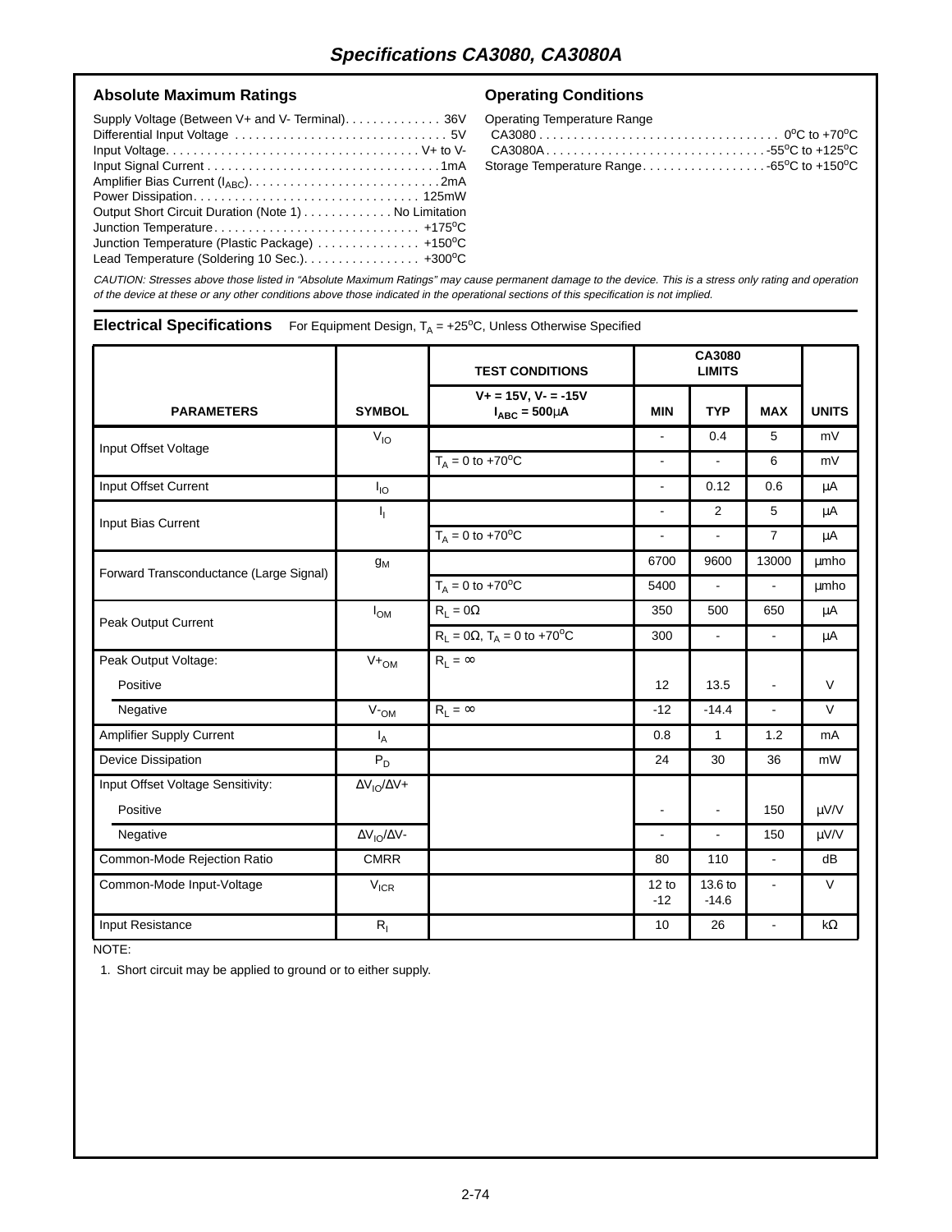## Specifications CA3080, CA3080A

### Absolute Maximum Ratings

Supply Voltage (Between V+ and V- Terminal). . . . . . . . . . . . . . 36V
Differential Input Voltage . . . . . . . . . . . . . . . . . . . . . . . . . . . . . . . 5V
Input Voltage. . . . . . . . . . . . . . . . . . . . . . . . . . . . . . . . . . . . . V+ to V-
Input Signal Current . . . . . . . . . . . . . . . . . . . . . . . . . . . . . . . . . . 1mA
Amplifier Bias Current ($I_{ABC}$). . . . . . . . . . . . . . . . . . . . . . . . . . . . 2mA
Power Dissipation. . . . . . . . . . . . . . . . . . . . . . . . . . . . . . . . . . 125mW
Output Short Circuit Duration (Note 1) . . . . . . . . . . . . . No Limitation
Junction Temperature. . . . . . . . . . . . . . . . . . . . . . . . . . . . . . +175°C
Junction Temperature (Plastic Package) . . . . . . . . . . . . . . . +150°C
Lead Temperature (Soldering 10 Sec.). . . . . . . . . . . . . . . . . . +300°C

### Operating Conditions

Operating Temperature Range
CA3080 . . . . . . . . . . . . . . . . . . . . . . . . . . . . . . . . . . . . 0°C to +70°C
CA3080A . . . . . . . . . . . . . . . . . . . . . . . . . . . . . . . . -55°C to +125°C
Storage Temperature Range. . . . . . . . . . . . . . . . . . -65°C to +150°C

*CAUTION: Stresses above those listed in "Absolute Maximum Ratings" may cause permanent damage to the device. This is a stress only rating and operation of the device at these or any other conditions above those indicated in the operational sections of this specification is not implied.*

### Electrical Specifications

For Equipment Design, $T_A$ = +25°C, Unless Otherwise Specified

| PARAMETERS | SYMBOL | TEST CONDITIONS V+ = 15V, V- = -15V $I_{ABC}$ = 500μA | CA3080 LIMITS MIN | TYP | MAX | UNITS |
|---|---|---|---|---|---|---|
| Input Offset Voltage | $V_{IO}$ | | - | 0.4 | 5 | mV |
| | | $T_A$ = 0 to +70°C | - | - | 6 | mV |
| Input Offset Current | $I_{IO}$ | | - | 0.12 | 0.6 | μA |
| Input Bias Current | $I_I$ | | - | 2 | 5 | μA |
| | | $T_A$ = 0 to +70°C | - | - | 7 | μA |
| Forward Transconductance (Large Signal) | $g_M$ | | 6700 | 9600 | 13000 | μmho |
| | | $T_A$ = 0 to +70°C | 5400 | - | - | μmho |
| Peak Output Current | $I_{OM}$ | $R_L$ = 0Ω | 350 | 500 | 650 | μA |
| | | $R_L$ = 0Ω, $T_A$ = 0 to +70°C | 300 | - | - | μA |
| Peak Output Voltage: Positive | $V+_{OM}$ | $R_L$ = ∞ | 12 | 13.5 | - | V |
| Negative | $V-_{OM}$ | $R_L$ = ∞ | -12 | -14.4 | - | V |
| Amplifier Supply Current | $I_A$ | | 0.8 | 1 | 1.2 | mA |
| Device Dissipation | $P_D$ | | 24 | 30 | 36 | mW |
| Input Offset Voltage Sensitivity: Positive | $\Delta V_{IO}/\Delta V+$ | | - | - | 150 | μV/V |
| Negative | $\Delta V_{IO}/\Delta V-$ | | - | - | 150 | μV/V |
| Common-Mode Rejection Ratio | CMRR | | 80 | 110 | - | dB |
| Common-Mode Input-Voltage | $V_{ICR}$ | | 12 to -12 | 13.6 to -14.6 | - | V |
| Input Resistance | $R_I$ | | 10 | 26 | - | kΩ |

NOTE:

1. Short circuit may be applied to ground or to either supply.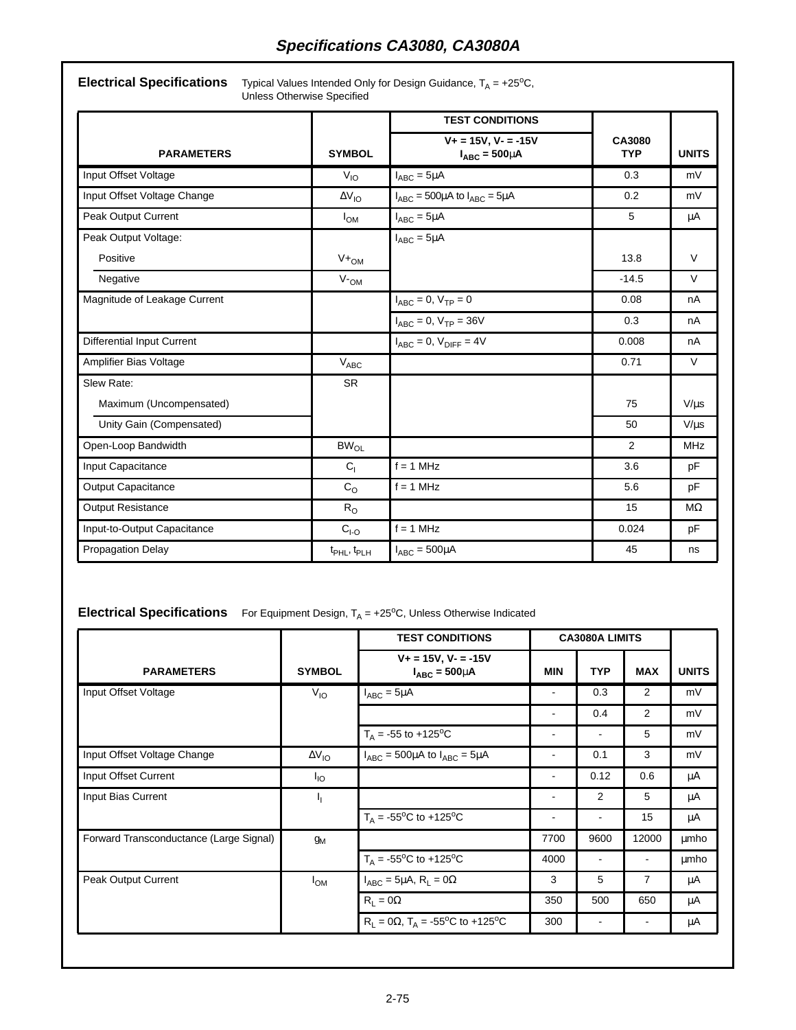## Specifications CA3080, CA3080A

**Electrical Specifications** Typical Values Intended Only for Design Guidance, $T_A$ = +25°C, Unless Otherwise Specified

| PARAMETERS | SYMBOL | TEST CONDITIONS V+ = 15V, V- = -15V $I_{ABC}$ = 500μA | CA3080 TYP | UNITS |
|---|---|---|---|---|
| Input Offset Voltage | $V_{IO}$ | $I_{ABC}$ = 5μA | 0.3 | mV |
| Input Offset Voltage Change | $\Delta V_{IO}$ | $I_{ABC}$ = 500μA to $I_{ABC}$ = 5μA | 0.2 | mV |
| Peak Output Current | $I_{OM}$ | $I_{ABC}$ = 5μA | 5 | μA |
| Peak Output Voltage: | | $I_{ABC}$ = 5μA | | |
| Positive | $V+_{OM}$ | | 13.8 | V |
| Negative | $V-_{OM}$ | | -14.5 | V |
| Magnitude of Leakage Current | | $I_{ABC}$ = 0, $V_{TP}$ = 0 | 0.08 | nA |
| | | $I_{ABC}$ = 0, $V_{TP}$ = 36V | 0.3 | nA |
| Differential Input Current | | $I_{ABC}$ = 0, $V_{DIFF}$ = 4V | 0.008 | nA |
| Amplifier Bias Voltage | $V_{ABC}$ | | 0.71 | V |
| Slew Rate: | SR | | | |
| Maximum (Uncompensated) | | | 75 | V/μs |
| Unity Gain (Compensated) | | | 50 | V/μs |
| Open-Loop Bandwidth | $BW_{OL}$ | | 2 | MHz |
| Input Capacitance | $C_I$ | f = 1 MHz | 3.6 | pF |
| Output Capacitance | $C_O$ | f = 1 MHz | 5.6 | pF |
| Output Resistance | $R_O$ | | 15 | MΩ |
| Input-to-Output Capacitance | $C_{I-O}$ | f = 1 MHz | 0.024 | pF |
| Propagation Delay | $t_{PHL}$, $t_{PLH}$ | $I_{ABC}$ = 500μA | 45 | ns |

**Electrical Specifications** For Equipment Design, $T_A$ = +25°C, Unless Otherwise Indicated

| PARAMETERS | SYMBOL | TEST CONDITIONS V+ = 15V, V- = -15V $I_{ABC}$ = 500μA | CA3080A LIMITS MIN | TYP | MAX | UNITS |
|---|---|---|---|---|---|---|
| Input Offset Voltage | $V_{IO}$ | $I_{ABC}$ = 5μA | - | 0.3 | 2 | mV |
| | | | - | 0.4 | 2 | mV |
| | | $T_A$ = -55 to +125°C | - | - | 5 | mV |
| Input Offset Voltage Change | $\Delta V_{IO}$ | $I_{ABC}$ = 500μA to $I_{ABC}$ = 5μA | - | 0.1 | 3 | mV |
| Input Offset Current | $I_{IO}$ | | - | 0.12 | 0.6 | μA |
| Input Bias Current | $I_I$ | | - | 2 | 5 | μA |
| | | $T_A$ = -55°C to +125°C | - | - | 15 | μA |
| Forward Transconductance (Large Signal) | $g_M$ | | 7700 | 9600 | 12000 | μmho |
| | | $T_A$ = -55°C to +125°C | 4000 | - | - | μmho |
| Peak Output Current | $I_{OM}$ | $I_{ABC}$ = 5μA, $R_L$ = 0Ω | 3 | 5 | 7 | μA |
| | | $R_L$ = 0Ω | 350 | 500 | 650 | μA |
| | | $R_L$ = 0Ω, $T_A$ = -55°C to +125°C | 300 | - | - | μA |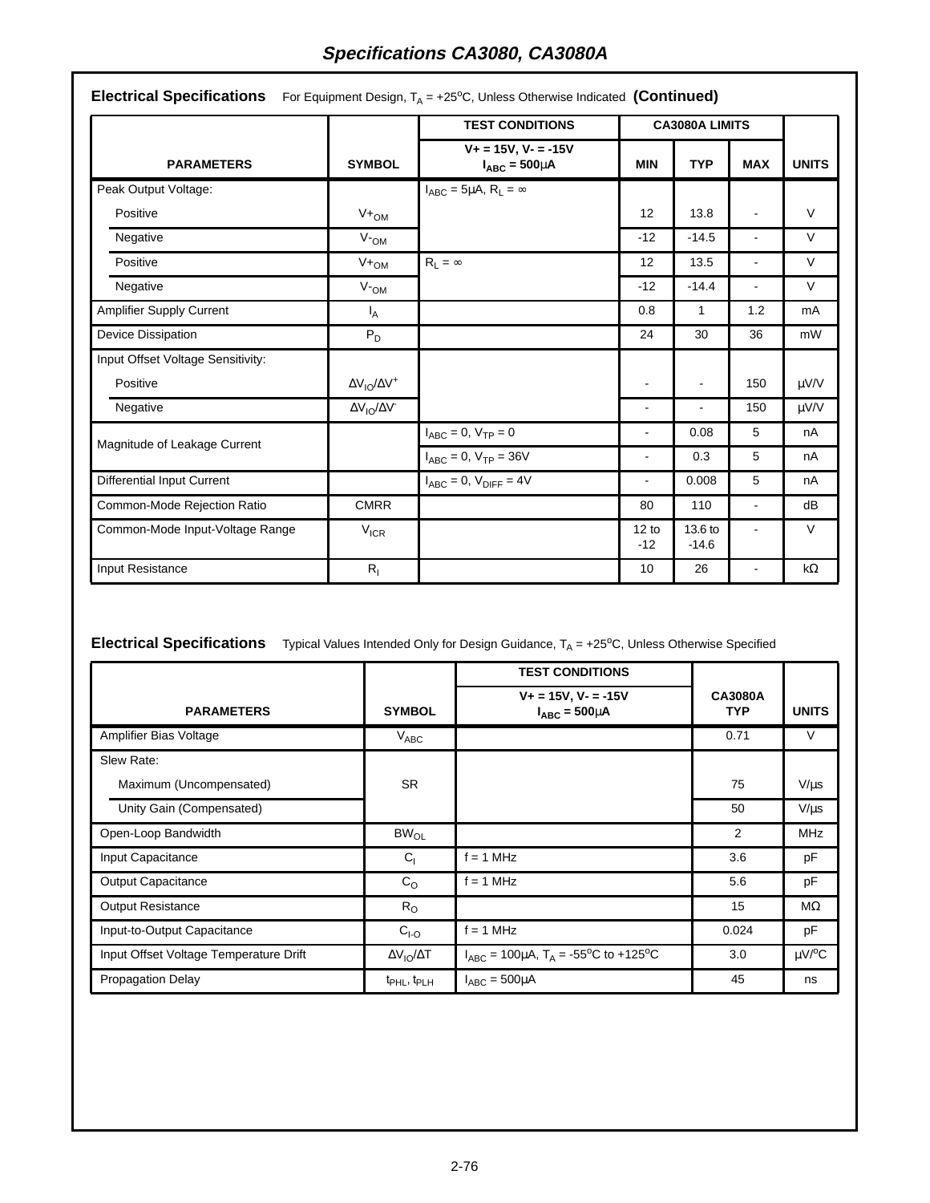## Specifications CA3080, CA3080A

**Electrical Specifications** For Equipment Design, $T_A$ = +25°C, Unless Otherwise Indicated **(Continued)**

| PARAMETERS | SYMBOL | TEST CONDITIONS V+ = 15V, V- = -15V $I_{ABC}$ = 500μA | CA3080A LIMITS MIN | TYP | MAX | UNITS |
|---|---|---|---|---|---|---|
| Peak Output Voltage: | | $I_{ABC}$ = 5μA, $R_L = \infty$ | | | | |
| Positive | $V+_{OM}$ | | 12 | 13.8 | - | V |
| Negative | $V-_{OM}$ | | -12 | -14.5 | - | V |
| Positive | $V+_{OM}$ | $R_L = \infty$ | 12 | 13.5 | - | V |
| Negative | $V-_{OM}$ | | -12 | -14.4 | - | V |
| Amplifier Supply Current | $I_A$ | | 0.8 | 1 | 1.2 | mA |
| Device Dissipation | $P_D$ | | 24 | 30 | 36 | mW |
| Input Offset Voltage Sensitivity: | | | | | | |
| Positive | $\Delta V_{IO}/\Delta V^+$ | | - | - | 150 | μV/V |
| Negative | $\Delta V_{IO}/\Delta V^-$ | | - | - | 150 | μV/V |
| Magnitude of Leakage Current | | $I_{ABC}$ = 0, $V_{TP}$ = 0 | - | 0.08 | 5 | nA |
| | | $I_{ABC}$ = 0, $V_{TP}$ = 36V | - | 0.3 | 5 | nA |
| Differential Input Current | | $I_{ABC}$ = 0, $V_{DIFF}$ = 4V | - | 0.008 | 5 | nA |
| Common-Mode Rejection Ratio | CMRR | | 80 | 110 | - | dB |
| Common-Mode Input-Voltage Range | $V_{ICR}$ | | 12 to -12 | 13.6 to -14.6 | - | V |
| Input Resistance | $R_I$ | | 10 | 26 | - | kΩ |

**Electrical Specifications** Typical Values Intended Only for Design Guidance, $T_A$ = +25°C, Unless Otherwise Specified

| PARAMETERS | SYMBOL | TEST CONDITIONS V+ = 15V, V- = -15V $I_{ABC}$ = 500μA | CA3080A TYP | UNITS |
|---|---|---|---|---|
| Amplifier Bias Voltage | $V_{ABC}$ | | 0.71 | V |
| Slew Rate: | | | | |
| Maximum (Uncompensated) | SR | | 75 | V/μs |
| Unity Gain (Compensated) | | | 50 | V/μs |
| Open-Loop Bandwidth | $BW_{OL}$ | | 2 | MHz |
| Input Capacitance | $C_I$ | f = 1 MHz | 3.6 | pF |
| Output Capacitance | $C_O$ | f = 1 MHz | 5.6 | pF |
| Output Resistance | $R_O$ | | 15 | MΩ |
| Input-to-Output Capacitance | $C_{I-O}$ | f = 1 MHz | 0.024 | pF |
| Input Offset Voltage Temperature Drift | $\Delta V_{IO}/\Delta T$ | $I_{ABC}$ = 100μA, $T_A$ = -55°C to +125°C | 3.0 | μV/°C |
| Propagation Delay | $t_{PHL}$, $t_{PLH}$ | $I_{ABC}$ = 500μA | 45 | ns |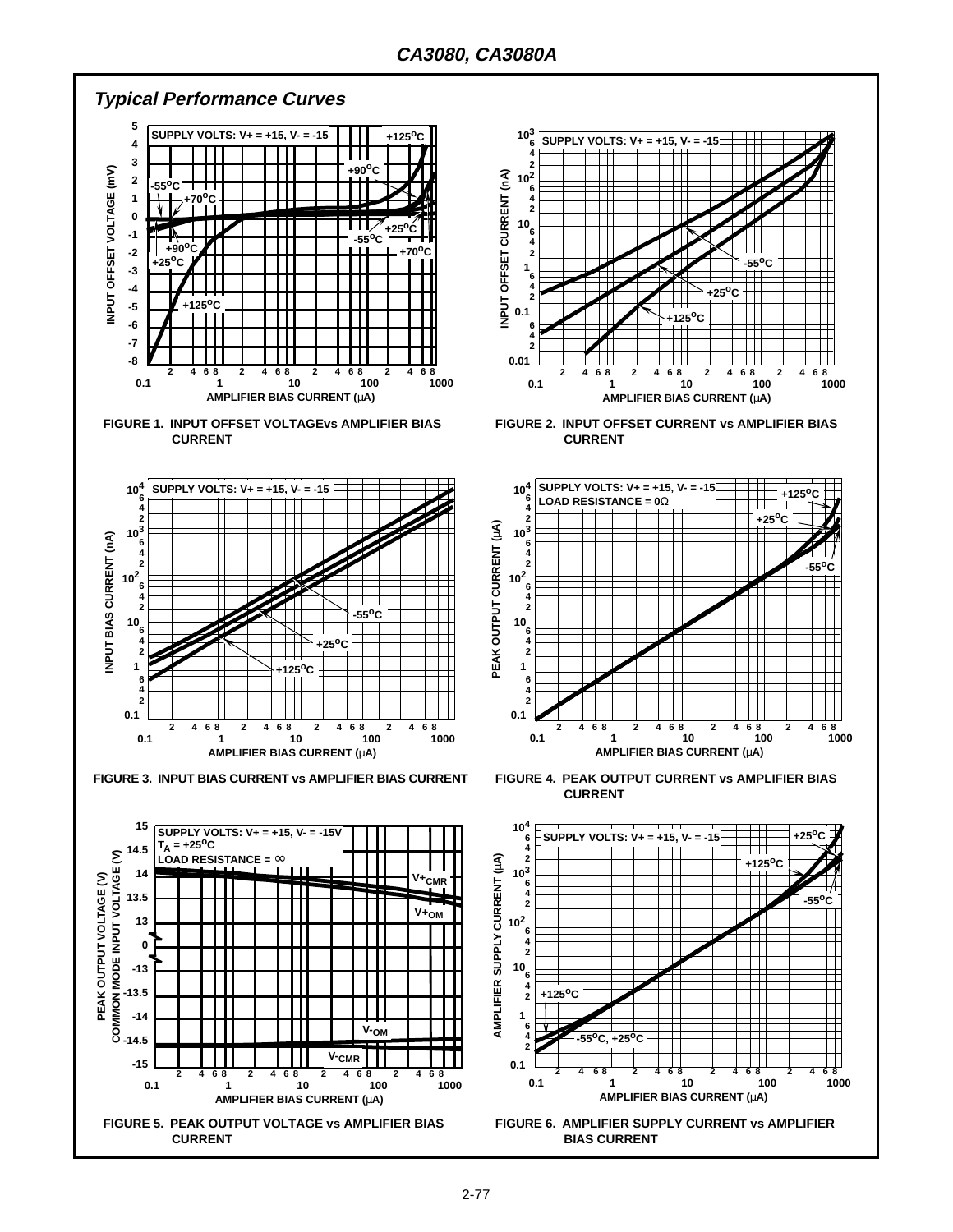## Typical Performance Curves

FIGURE 1. INPUT OFFSET VOLTAGEvs AMPLIFIER BIAS CURRENT

FIGURE 2. INPUT OFFSET CURRENT vs AMPLIFIER BIAS CURRENT

FIGURE 3. INPUT BIAS CURRENT vs AMPLIFIER BIAS CURRENT

FIGURE 4. PEAK OUTPUT CURRENT vs AMPLIFIER BIAS CURRENT

FIGURE 5. PEAK OUTPUT VOLTAGE vs AMPLIFIER BIAS CURRENT

FIGURE 6. AMPLIFIER SUPPLY CURRENT vs AMPLIFIER BIAS CURRENT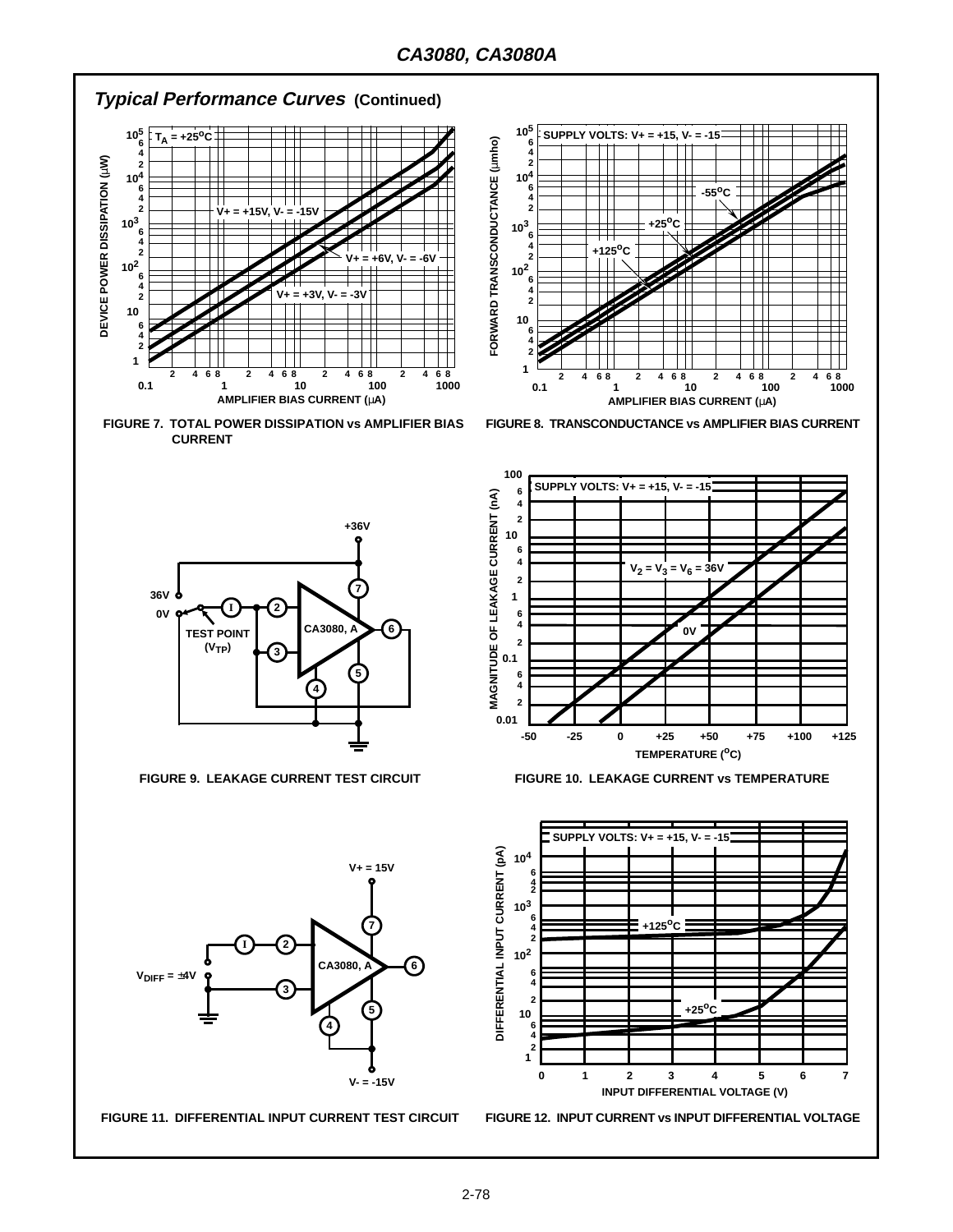## *Typical Performance Curves* (Continued)

FIGURE 7. TOTAL POWER DISSIPATION vs AMPLIFIER BIAS CURRENT

FIGURE 8. TRANSCONDUCTANCE vs AMPLIFIER BIAS CURRENT

FIGURE 9. LEAKAGE CURRENT TEST CIRCUIT

FIGURE 10. LEAKAGE CURRENT vs TEMPERATURE

FIGURE 11. DIFFERENTIAL INPUT CURRENT TEST CIRCUIT

FIGURE 12. INPUT CURRENT vs INPUT DIFFERENTIAL VOLTAGE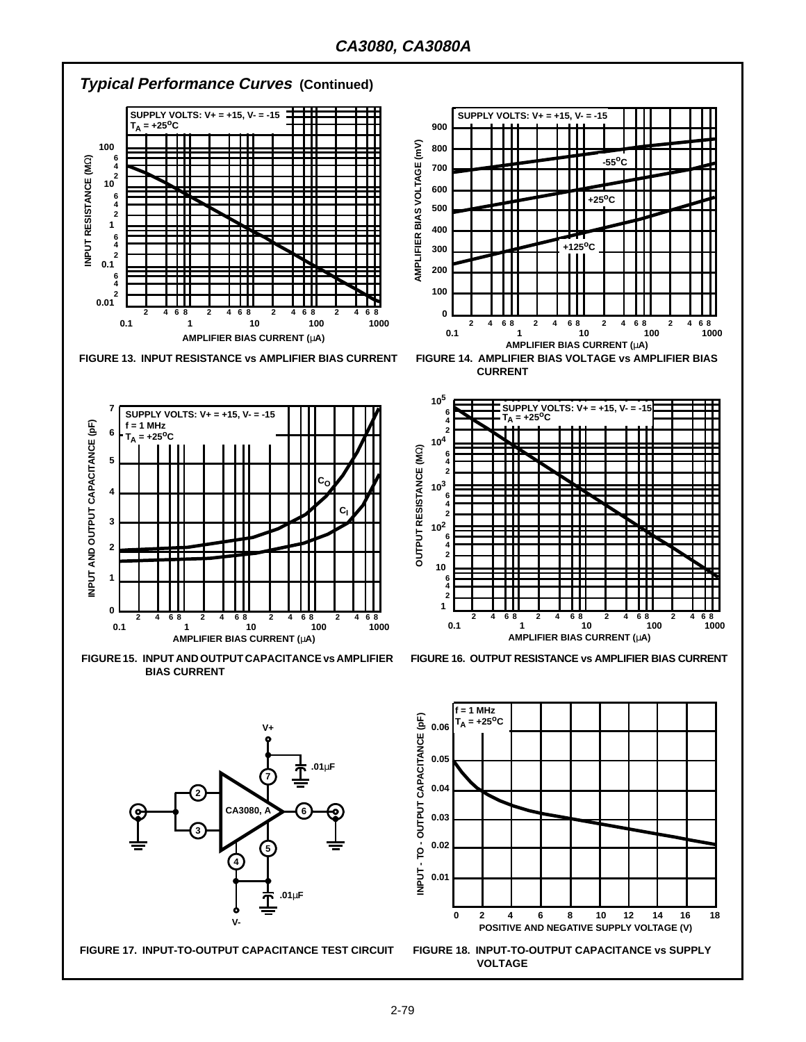## *Typical Performance Curves* (Continued)

FIGURE 13. INPUT RESISTANCE vs AMPLIFIER BIAS CURRENT

FIGURE 14. AMPLIFIER BIAS VOLTAGE vs AMPLIFIER BIAS CURRENT

FIGURE 15. INPUT AND OUTPUT CAPACITANCE vs AMPLIFIER BIAS CURRENT

FIGURE 16. OUTPUT RESISTANCE vs AMPLIFIER BIAS CURRENT

FIGURE 17. INPUT-TO-OUTPUT CAPACITANCE TEST CIRCUIT

FIGURE 18. INPUT-TO-OUTPUT CAPACITANCE vs SUPPLY VOLTAGE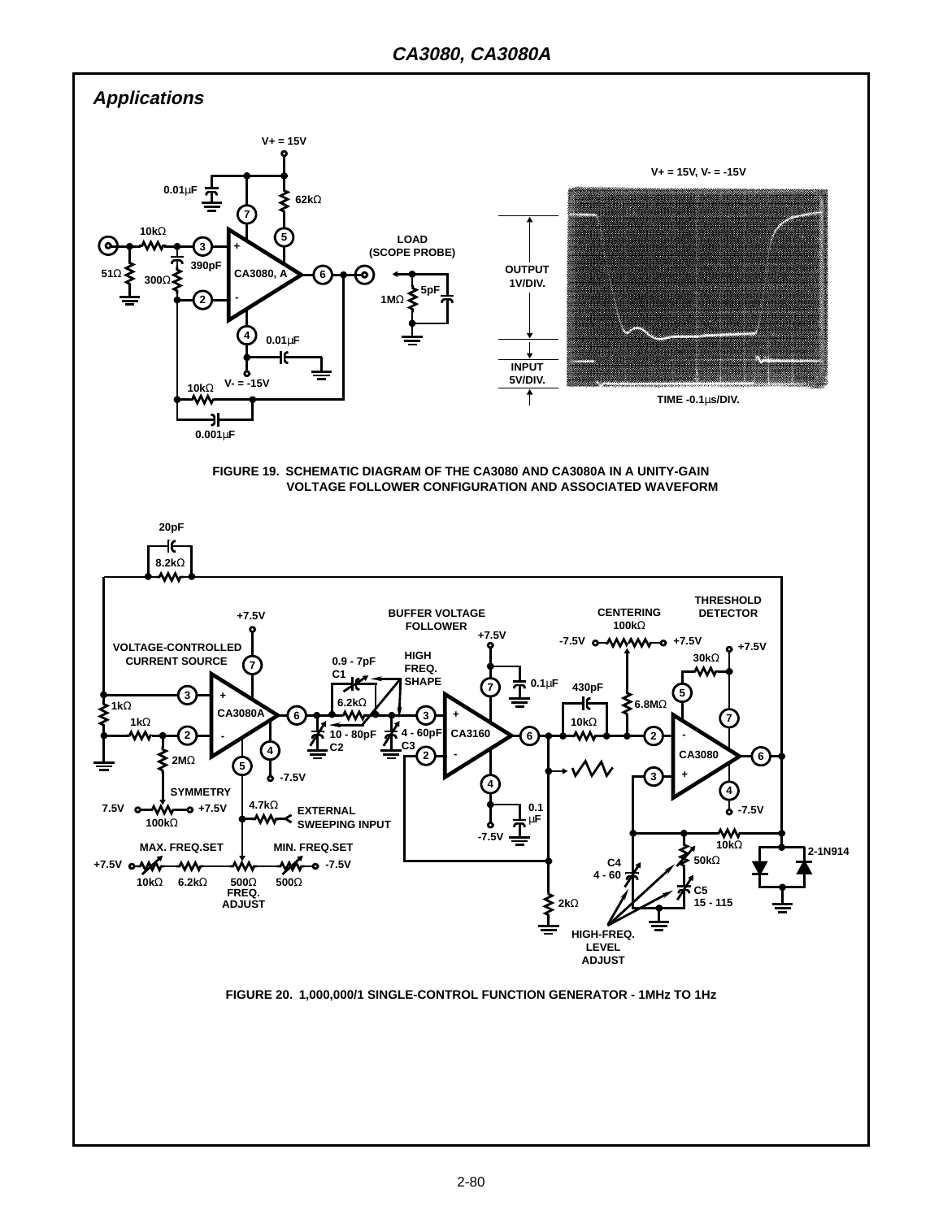## Applications

FIGURE 19. SCHEMATIC DIAGRAM OF THE CA3080 AND CA3080A IN A UNITY-GAIN VOLTAGE FOLLOWER CONFIGURATION AND ASSOCIATED WAVEFORM

FIGURE 20. 1,000,000/1 SINGLE-CONTROL FUNCTION GENERATOR - 1MHz TO 1Hz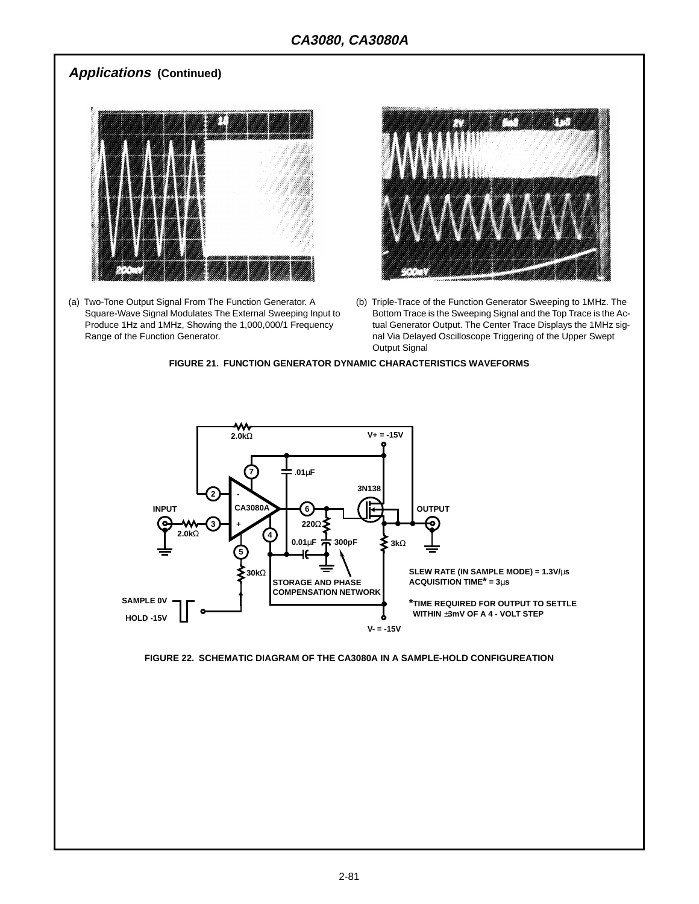## Applications (Continued)

(a) Two-Tone Output Signal From The Function Generator. A Square-Wave Signal Modulates The External Sweeping Input to Produce 1Hz and 1MHz, Showing the 1,000,000/1 Frequency Range of the Function Generator.

(b) Triple-Trace of the Function Generator Sweeping to 1MHz. The Bottom Trace is the Sweeping Signal and the Top Trace is the Actual Generator Output. The Center Trace Displays the 1MHz signal Via Delayed Oscilloscope Triggering of the Upper Swept Output Signal

**FIGURE 21. FUNCTION GENERATOR DYNAMIC CHARACTERISTICS WAVEFORMS**

SLEW RATE (IN SAMPLE MODE) = 1.3V/μs
ACQUISITION TIME* = 3μs

*TIME REQUIRED FOR OUTPUT TO SETTLE WITHIN ±3mV OF A 4 - VOLT STEP

**FIGURE 22. SCHEMATIC DIAGRAM OF THE CA3080A IN A SAMPLE-HOLD CONFIGUREATION**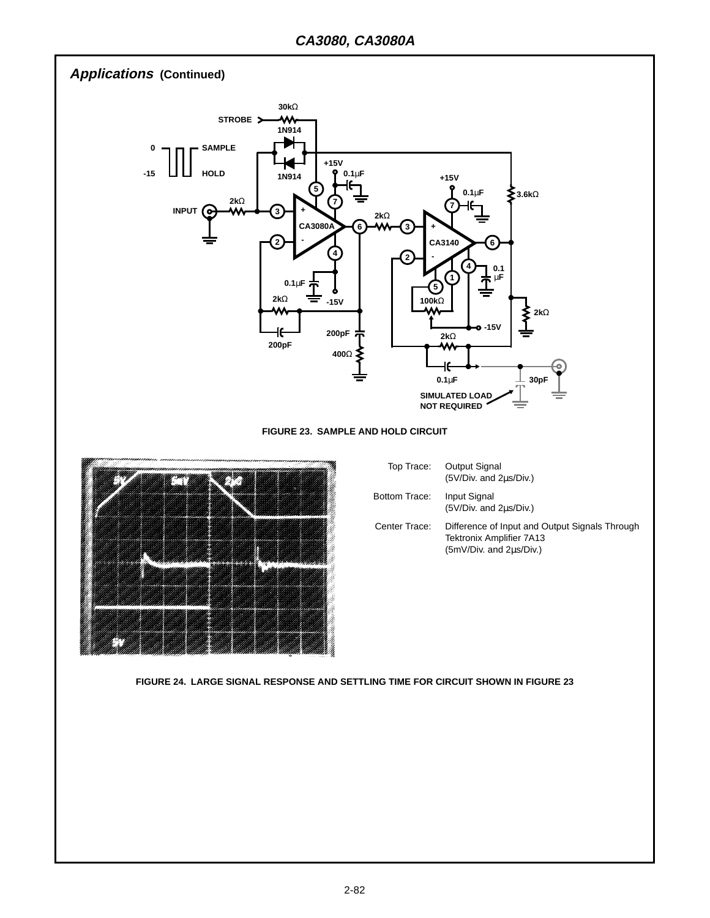## *Applications* (Continued)

FIGURE 23. SAMPLE AND HOLD CIRCUIT

| | |
|---|---|
| Top Trace: | Output Signal (5V/Div. and 2µs/Div.) |
| Bottom Trace: | Input Signal (5V/Div. and 2µs/Div.) |
| Center Trace: | Difference of Input and Output Signals Through Tektronix Amplifier 7A13 (5mV/Div. and 2µs/Div.) |

FIGURE 24. LARGE SIGNAL RESPONSE AND SETTLING TIME FOR CIRCUIT SHOWN IN FIGURE 23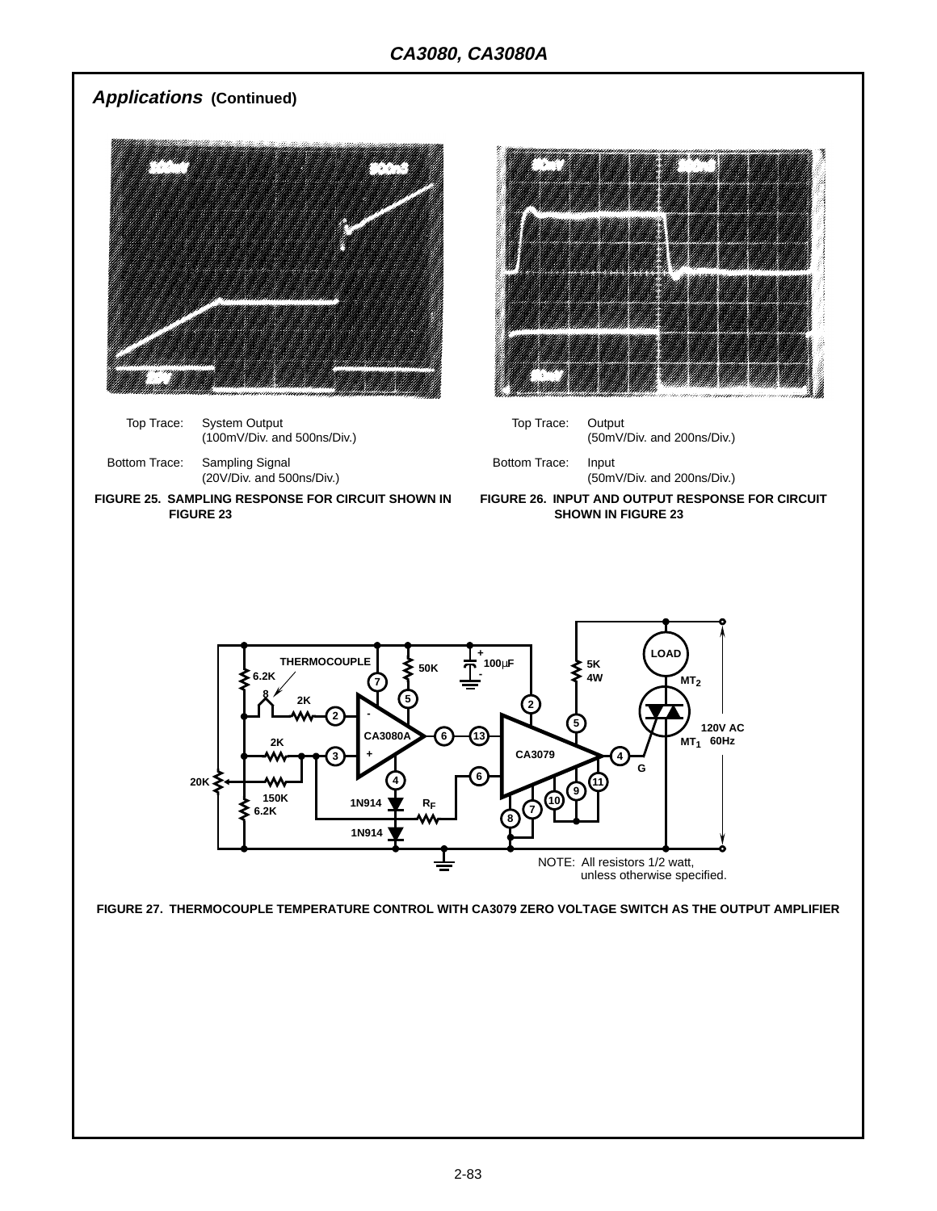## *Applications* (Continued)

Top Trace: System Output
(100mV/Div. and 500ns/Div.)

Bottom Trace: Sampling Signal
(20V/Div. and 500ns/Div.)

**FIGURE 25. SAMPLING RESPONSE FOR CIRCUIT SHOWN IN FIGURE 23**

Top Trace: Output
(50mV/Div. and 200ns/Div.)

Bottom Trace: Input
(50mV/Div. and 200ns/Div.)

**FIGURE 26. INPUT AND OUTPUT RESPONSE FOR CIRCUIT SHOWN IN FIGURE 23**

NOTE: All resistors 1/2 watt, unless otherwise specified.

**FIGURE 27. THERMOCOUPLE TEMPERATURE CONTROL WITH CA3079 ZERO VOLTAGE SWITCH AS THE OUTPUT AMPLIFIER**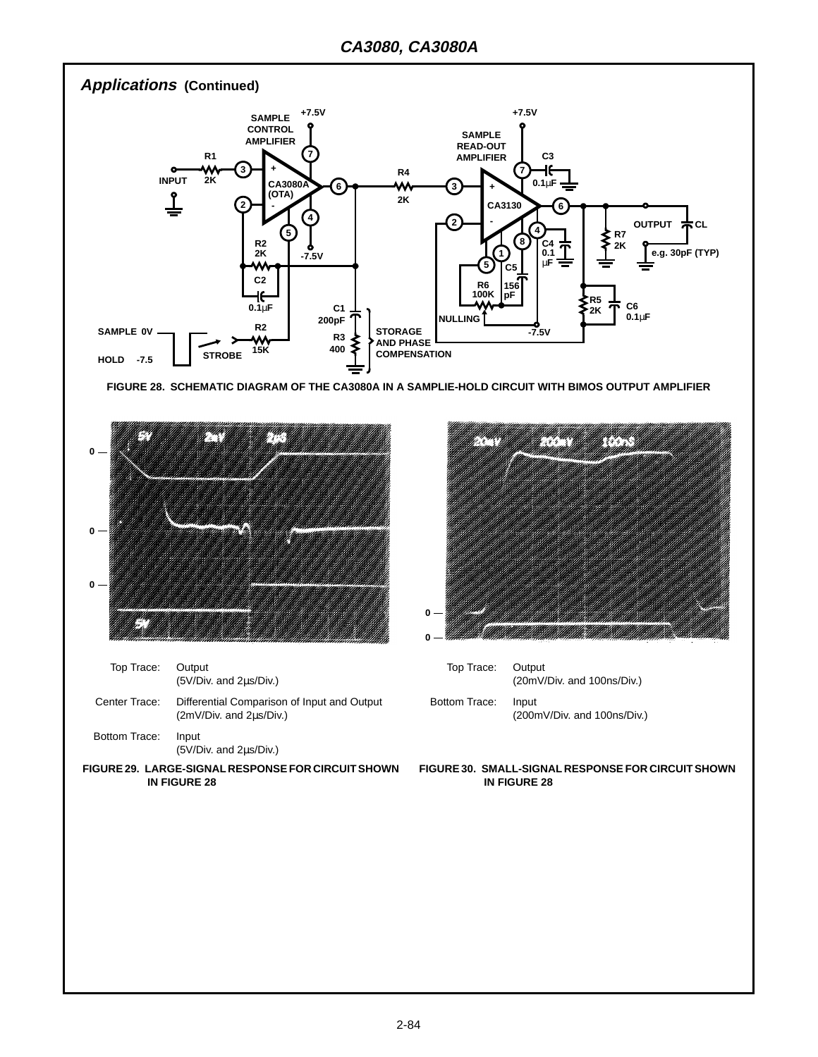## *Applications* (Continued)

FIGURE 28. SCHEMATIC DIAGRAM OF THE CA3080A IN A SAMPLIE-HOLD CIRCUIT WITH BIMOS OUTPUT AMPLIFIER

Top Trace: Output
(5V/Div. and 2μs/Div.)

Center Trace: Differential Comparison of Input and Output
(2mV/Div. and 2μs/Div.)

Bottom Trace: Input
(5V/Div. and 2μs/Div.)

FIGURE 29. LARGE-SIGNAL RESPONSE FOR CIRCUIT SHOWN IN FIGURE 28

Top Trace: Output
(20mV/Div. and 100ns/Div.)

Bottom Trace: Input
(200mV/Div. and 100ns/Div.)

FIGURE 30. SMALL-SIGNAL RESPONSE FOR CIRCUIT SHOWN IN FIGURE 28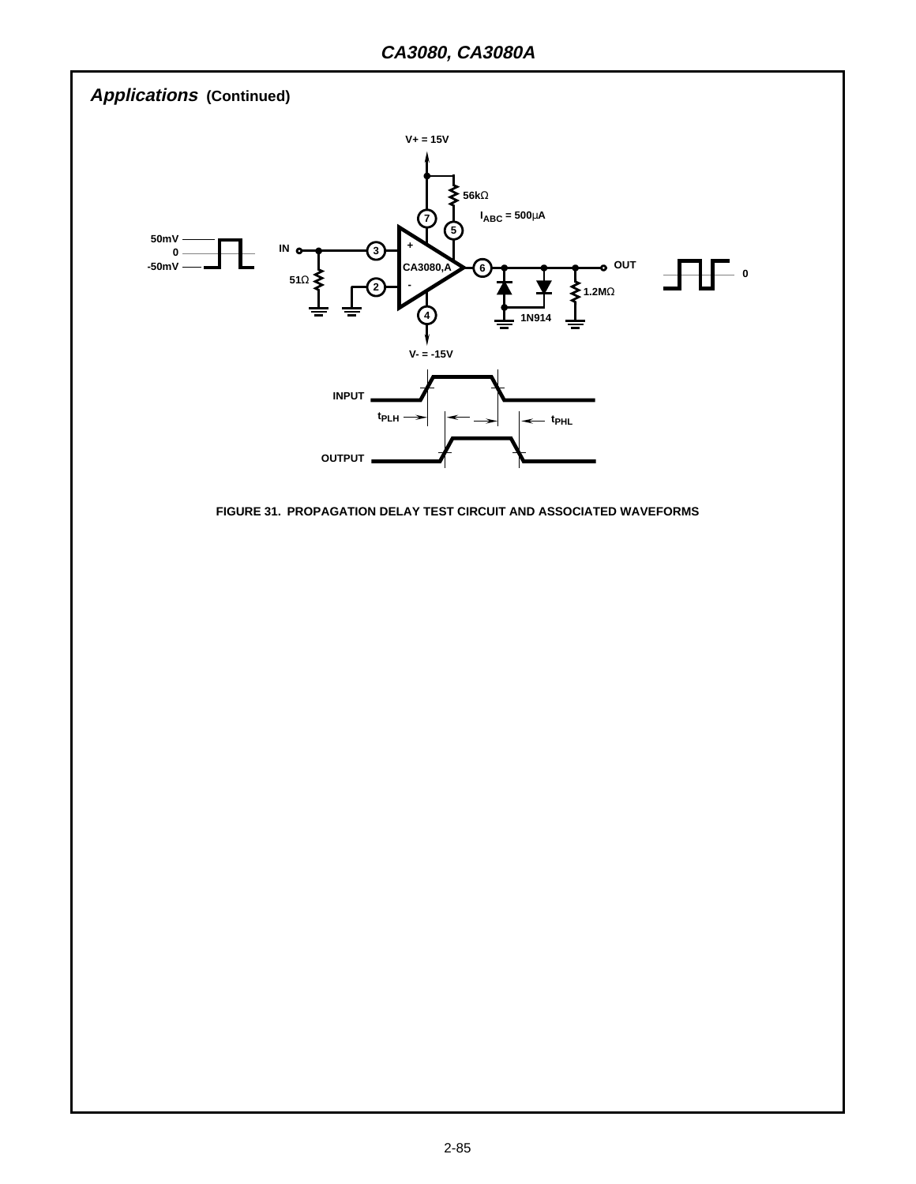## *Applications* (Continued)

V+ = 15V

56kΩ

$I_{ABC}$ = 500μA

50mV

0

-50mV

IN

51Ω

CA3080,A

OUT

0

1.2MΩ

1N914

V- = -15V

INPUT

$t_{PLH}$

$t_{PHL}$

OUTPUT

FIGURE 31. PROPAGATION DELAY TEST CIRCUIT AND ASSOCIATED WAVEFORMS